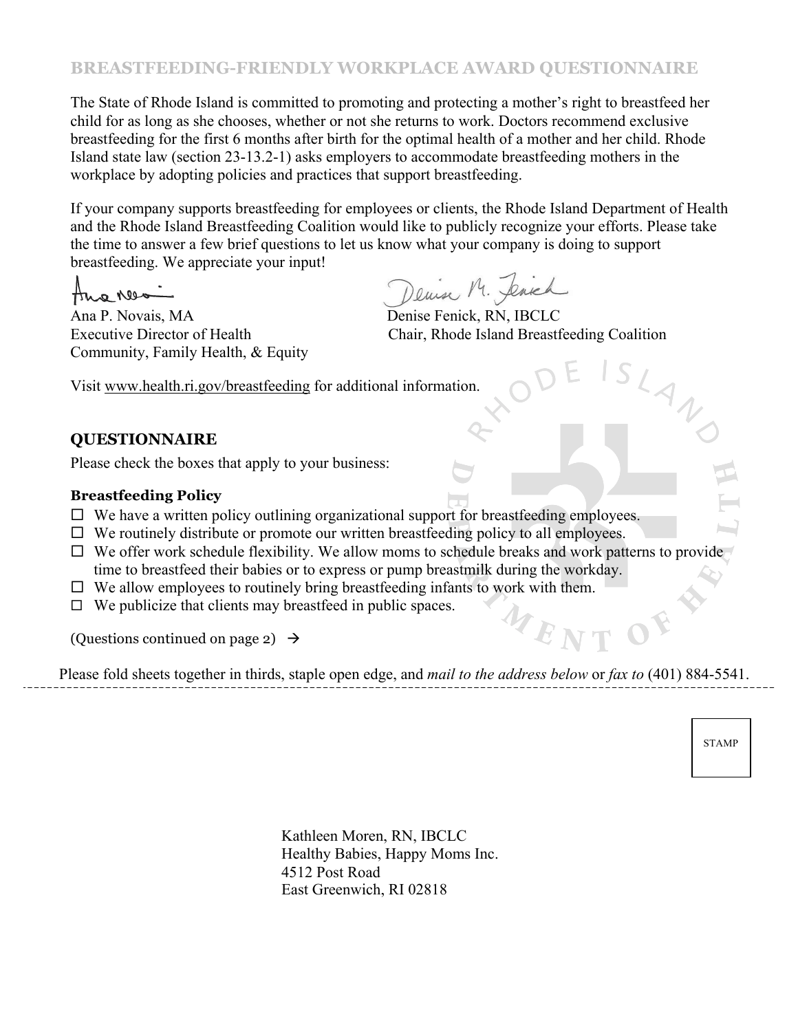## BREASTFEEDING-FRIENDLY WORKPLACE AWARD QUESTIONNAIRE

The State of Rhode Island is committed to promoting and protecting a mother's right to breastfeed her child for as long as she chooses, whether or not she returns to work. Doctors recommend exclusive breastfeeding for the first 6 months after birth for the optimal health of a mother and her child. Rhode Island state law (section 23-13.2-1) asks employers to accommodate breastfeeding mothers in the workplace by adopting policies and practices that support breastfeeding.

If your company supports breastfeeding for employees or clients, the Rhode Island Department of Health and the Rhode Island Breastfeeding Coalition would like to publicly recognize your efforts. Please take the time to answer a few brief questions to let us know what your company is doing to support breastfeeding. We appreciate your input!

Ana P. Novais, MA
Executive Director of Health
Community, Family Health, & Equity

Denise Fenick, RN, IBCLC
Chair, Rhode Island Breastfeeding Coalition

Visit www.health.ri.gov/breastfeeding for additional information.

## QUESTIONNAIRE

Please check the boxes that apply to your business:

### Breastfeeding Policy

- ☐ We have a written policy outlining organizational support for breastfeeding employees.
- ☐ We routinely distribute or promote our written breastfeeding policy to all employees.
- ☐ We offer work schedule flexibility. We allow moms to schedule breaks and work patterns to provide time to breastfeed their babies or to express or pump breastmilk during the workday.
- ☐ We allow employees to routinely bring breastfeeding infants to work with them.
- ☐ We publicize that clients may breastfeed in public spaces.

(Questions continued on page 2) →

Please fold sheets together in thirds, staple open edge, and *mail to the address below* or *fax to* (401) 884-5541.

STAMP

Kathleen Moren, RN, IBCLC
Healthy Babies, Happy Moms Inc.
4512 Post Road
East Greenwich, RI 02818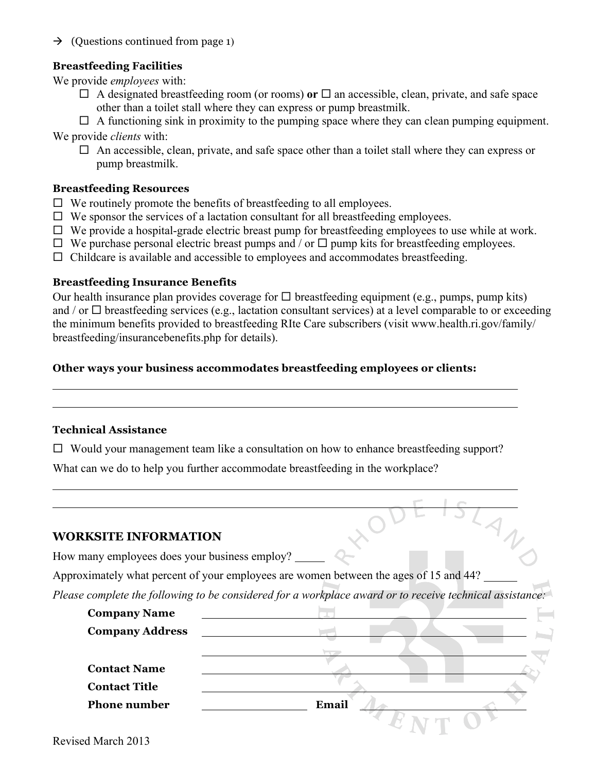→ (Questions continued from page 1)

**Breastfeeding Facilities**

We provide *employees* with:

- ☐ A designated breastfeeding room (or rooms) **or** ☐ an accessible, clean, private, and safe space other than a toilet stall where they can express or pump breastmilk.
- ☐ A functioning sink in proximity to the pumping space where they can clean pumping equipment.

We provide *clients* with:

- ☐ An accessible, clean, private, and safe space other than a toilet stall where they can express or pump breastmilk.

**Breastfeeding Resources**

- ☐ We routinely promote the benefits of breastfeeding to all employees.
- ☐ We sponsor the services of a lactation consultant for all breastfeeding employees.
- ☐ We provide a hospital-grade electric breast pump for breastfeeding employees to use while at work.
- ☐ We purchase personal electric breast pumps and / or ☐ pump kits for breastfeeding employees.
- ☐ Childcare is available and accessible to employees and accommodates breastfeeding.

**Breastfeeding Insurance Benefits**

Our health insurance plan provides coverage for ☐ breastfeeding equipment (e.g., pumps, pump kits) and / or ☐ breastfeeding services (e.g., lactation consultant services) at a level comparable to or exceeding the minimum benefits provided to breastfeeding RIte Care subscribers (visit www.health.ri.gov/family/breastfeeding/insurancebenefits.php for details).

**Other ways your business accommodates breastfeeding employees or clients:**

_______________________________________________

_______________________________________________

**Technical Assistance**

☐ Would your management team like a consultation on how to enhance breastfeeding support?

What can we do to help you further accommodate breastfeeding in the workplace?

_______________________________________________

_______________________________________________

## WORKSITE INFORMATION

How many employees does your business employ? _____

Approximately what percent of your employees are women between the ages of 15 and 44? _____

*Please complete the following to be considered for a workplace award or to receive technical assistance:*

**Company Name** _______________________________

**Company Address** _______________________________

_______________________________

**Contact Name** _______________________________

**Contact Title** _______________________________

**Phone number** _______________ **Email** _______________

Revised March 2013